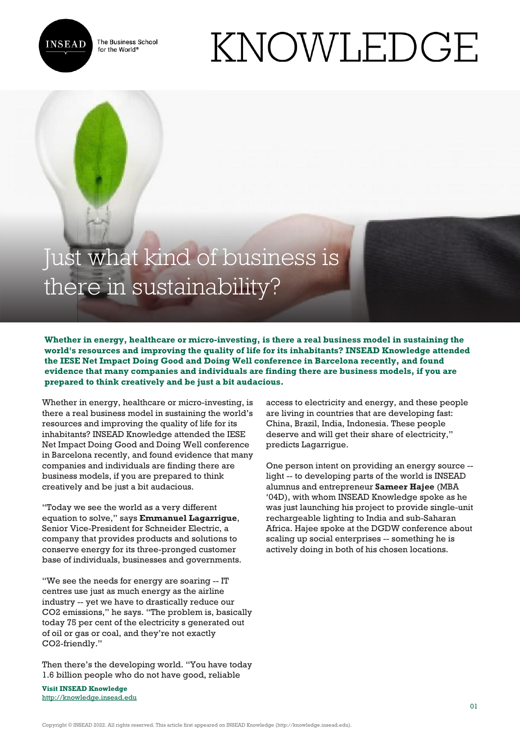# Just what kind of business is there in sustainability?

**Whether in energy, healthcare or micro-investing, is there a real business model in sustaining the world's resources and improving the quality of life for its inhabitants? INSEAD Knowledge attended the IESE Net Impact Doing Good and Doing Well conference in Barcelona recently, and found evidence that many companies and individuals are finding there are business models, if you are prepared to think creatively and be just a bit audacious.**

Whether in energy, healthcare or micro-investing, is there a real business model in sustaining the world's resources and improving the quality of life for its inhabitants? INSEAD Knowledge attended the IESE Net Impact Doing Good and Doing Well conference in Barcelona recently, and found evidence that many companies and individuals are finding there are business models, if you are prepared to think creatively and be just a bit audacious.

"Today we see the world as a very different equation to solve," says **Emmanuel Lagarrigue**, Senior Vice-President for Schneider Electric, a company that provides products and solutions to conserve energy for its three-pronged customer base of individuals, businesses and governments.

"We see the needs for energy are soaring -- IT centres use just as much energy as the airline industry -- yet we have to drastically reduce our CO2 emissions," he says. "The problem is, basically today 75 per cent of the electricity s generated out of oil or gas or coal, and they're not exactly CO2-friendly."

Then there's the developing world. "You have today 1.6 billion people who do not have good, reliable access to electricity and energy, and these people are living in countries that are developing fast: China, Brazil, India, Indonesia. These people deserve and will get their share of electricity," predicts Lagarrigue.

One person intent on providing an energy source -- light -- to developing parts of the world is INSEAD alumnus and entrepreneur **Sameer Hajee** (MBA '04D), with whom INSEAD Knowledge spoke as he was just launching his project to provide single-unit rechargeable lighting to India and sub-Saharan Africa. Hajee spoke at the DGDW conference about scaling up social enterprises -- something he is actively doing in both of his chosen locations.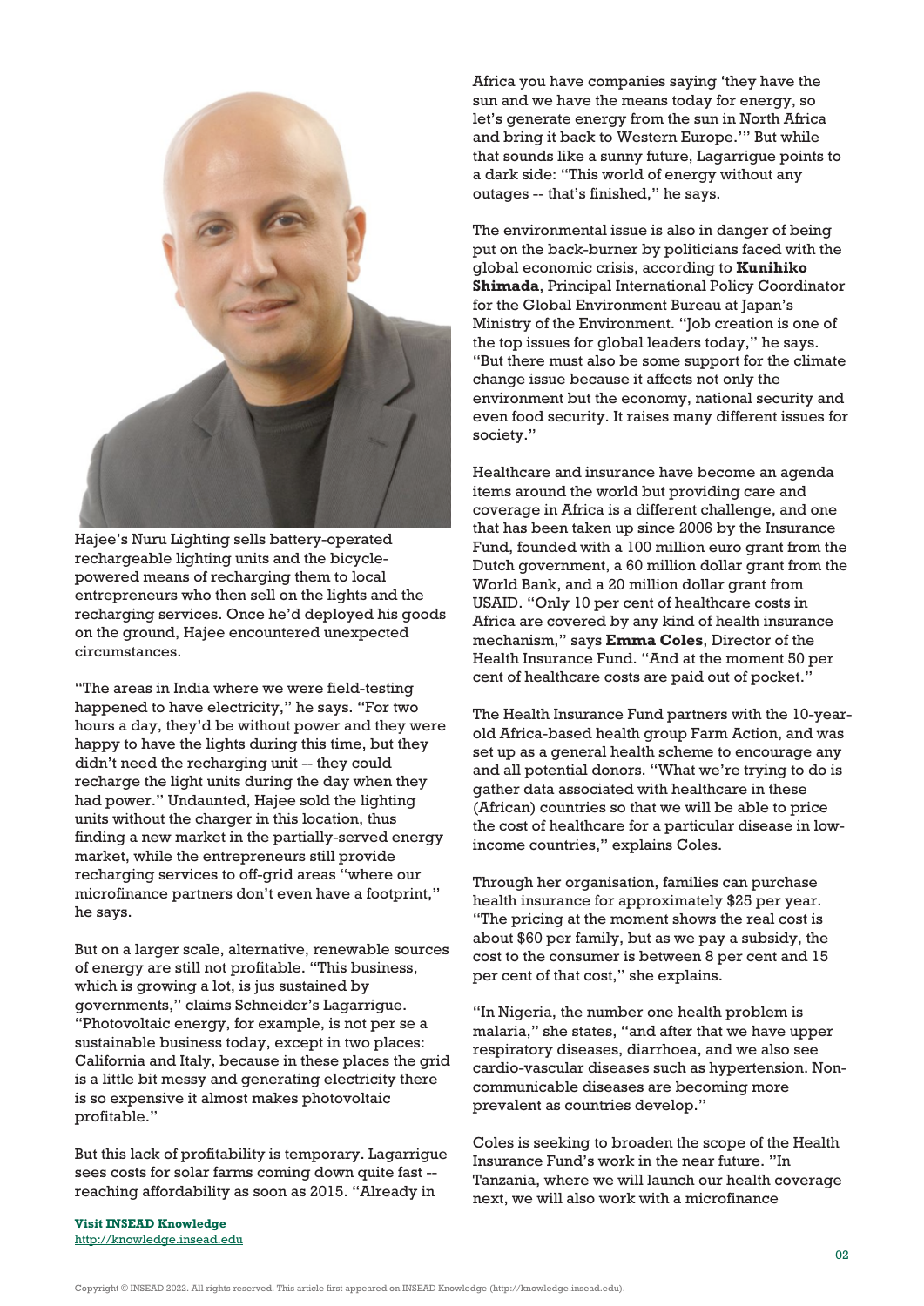Hajee's Nuru Lighting sells battery-operated rechargeable lighting units and the bicycle-powered means of recharging them to local entrepreneurs who then sell on the lights and the recharging services. Once he'd deployed his goods on the ground, Hajee encountered unexpected circumstances.

"The areas in India where we were field-testing happened to have electricity," he says. "For two hours a day, they'd be without power and they were happy to have the lights during this time, but they didn't need the recharging unit -- they could recharge the light units during the day when they had power." Undaunted, Hajee sold the lighting units without the charger in this location, thus finding a new market in the partially-served energy market, while the entrepreneurs still provide recharging services to off-grid areas "where our microfinance partners don't even have a footprint," he says.

But on a larger scale, alternative, renewable sources of energy are still not profitable. "This business, which is growing a lot, is jus sustained by governments," claims Schneider's Lagarrigue. "Photovoltaic energy, for example, is not per se a sustainable business today, except in two places: California and Italy, because in these places the grid is a little bit messy and generating electricity there is so expensive it almost makes photovoltaic profitable."

But this lack of profitability is temporary. Lagarrigue sees costs for solar farms coming down quite fast -- reaching affordability as soon as 2015. "Already in Africa you have companies saying 'they have the sun and we have the means today for energy, so let's generate energy from the sun in North Africa and bring it back to Western Europe.'" But while that sounds like a sunny future, Lagarrigue points to a dark side: "This world of energy without any outages -- that's finished," he says.

The environmental issue is also in danger of being put on the back-burner by politicians faced with the global economic crisis, according to **Kunihiko Shimada**, Principal International Policy Coordinator for the Global Environment Bureau at Japan's Ministry of the Environment. "Job creation is one of the top issues for global leaders today," he says. "But there must also be some support for the climate change issue because it affects not only the environment but the economy, national security and even food security. It raises many different issues for society."

Healthcare and insurance have become an agenda items around the world but providing care and coverage in Africa is a different challenge, and one that has been taken up since 2006 by the Insurance Fund, founded with a 100 million euro grant from the Dutch government, a 60 million dollar grant from the World Bank, and a 20 million dollar grant from USAID. "Only 10 per cent of healthcare costs in Africa are covered by any kind of health insurance mechanism," says **Emma Coles**, Director of the Health Insurance Fund. "And at the moment 50 per cent of healthcare costs are paid out of pocket."

The Health Insurance Fund partners with the 10-year-old Africa-based health group Farm Action, and was set up as a general health scheme to encourage any and all potential donors. "What we're trying to do is gather data associated with healthcare in these (African) countries so that we will be able to price the cost of healthcare for a particular disease in low-income countries," explains Coles.

Through her organisation, families can purchase health insurance for approximately $25 per year. "The pricing at the moment shows the real cost is about $60 per family, but as we pay a subsidy, the cost to the consumer is between 8 per cent and 15 per cent of that cost," she explains.

"In Nigeria, the number one health problem is malaria," she states, "and after that we have upper respiratory diseases, diarrhoea, and we also see cardio-vascular diseases such as hypertension. Non-communicable diseases are becoming more prevalent as countries develop."

Coles is seeking to broaden the scope of the Health Insurance Fund's work in the near future. "In Tanzania, where we will launch our health coverage next, we will also work with a microfinance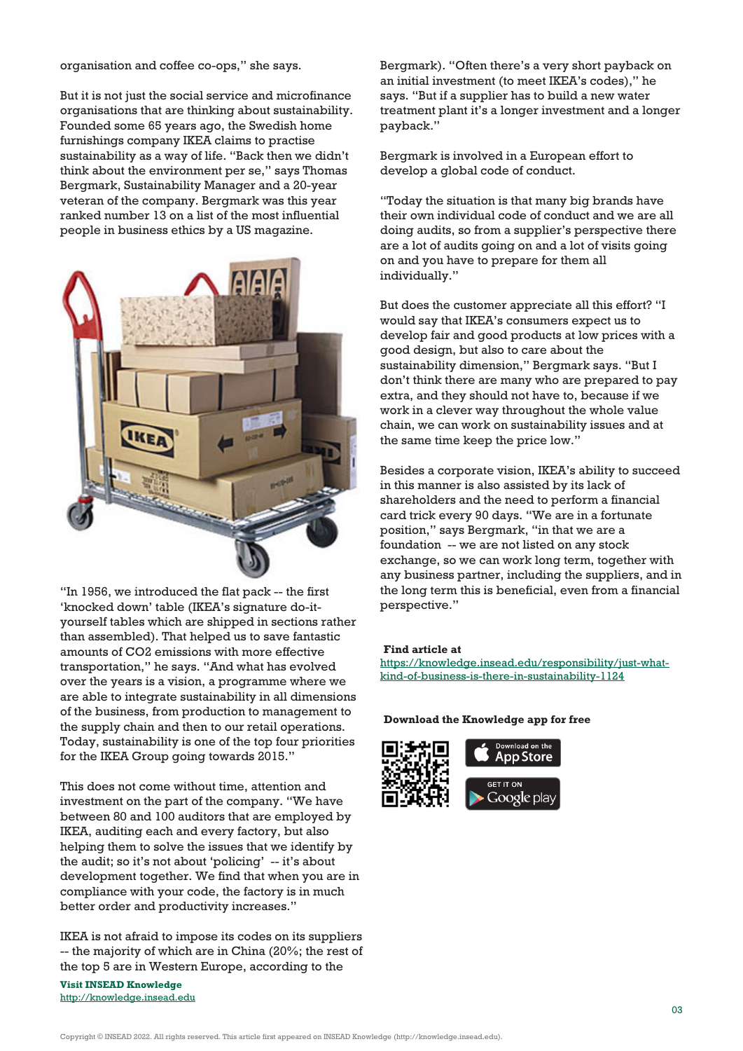organisation and coffee co-ops," she says.

But it is not just the social service and microfinance organisations that are thinking about sustainability. Founded some 65 years ago, the Swedish home furnishings company IKEA claims to practise sustainability as a way of life. "Back then we didn't think about the environment per se," says Thomas Bergmark, Sustainability Manager and a 20-year veteran of the company. Bergmark was this year ranked number 13 on a list of the most influential people in business ethics by a US magazine.

"In 1956, we introduced the flat pack -- the first 'knocked down' table (IKEA's signature do-it-yourself tables which are shipped in sections rather than assembled). That helped us to save fantastic amounts of $CO_2$ emissions with more effective transportation," he says. "And what has evolved over the years is a vision, a programme where we are able to integrate sustainability in all dimensions of the business, from production to management to the supply chain and then to our retail operations. Today, sustainability is one of the top four priorities for the IKEA Group going towards 2015."

This does not come without time, attention and investment on the part of the company. "We have between 80 and 100 auditors that are employed by IKEA, auditing each and every factory, but also helping them to solve the issues that we identify by the audit; so it's not about 'policing' -- it's about development together. We find that when you are in compliance with your code, the factory is in much better order and productivity increases."

IKEA is not afraid to impose its codes on its suppliers -- the majority of which are in China (20%; the rest of the top 5 are in Western Europe, according to the Bergmark). "Often there's a very short payback on an initial investment (to meet IKEA's codes)," he says. "But if a supplier has to build a new water treatment plant it's a longer investment and a longer payback."

Bergmark is involved in a European effort to develop a global code of conduct.

"Today the situation is that many big brands have their own individual code of conduct and we are all doing audits, so from a supplier's perspective there are a lot of audits going on and a lot of visits going on and you have to prepare for them all individually."

But does the customer appreciate all this effort? "I would say that IKEA's consumers expect us to develop fair and good products at low prices with a good design, but also to care about the sustainability dimension," Bergmark says. "But I don't think there are many who are prepared to pay extra, and they should not have to, because if we work in a clever way throughout the whole value chain, we can work on sustainability issues and at the same time keep the price low."

Besides a corporate vision, IKEA's ability to succeed in this manner is also assisted by its lack of shareholders and the need to perform a financial card trick every 90 days. "We are in a fortunate position," says Bergmark, "in that we are a foundation -- we are not listed on any stock exchange, so we can work long term, together with any business partner, including the suppliers, and in the long term this is beneficial, even from a financial perspective."

**Find article at**
https://knowledge.insead.edu/responsibility/just-what-kind-of-business-is-there-in-sustainability-1124

**Download the Knowledge app for free**

Download on the App Store

GET IT ON Google play

**Visit INSEAD Knowledge**
http://knowledge.insead.edu

Copyright © INSEAD 2022. All rights reserved. This article first appeared on INSEAD Knowledge (http://knowledge.insead.edu).